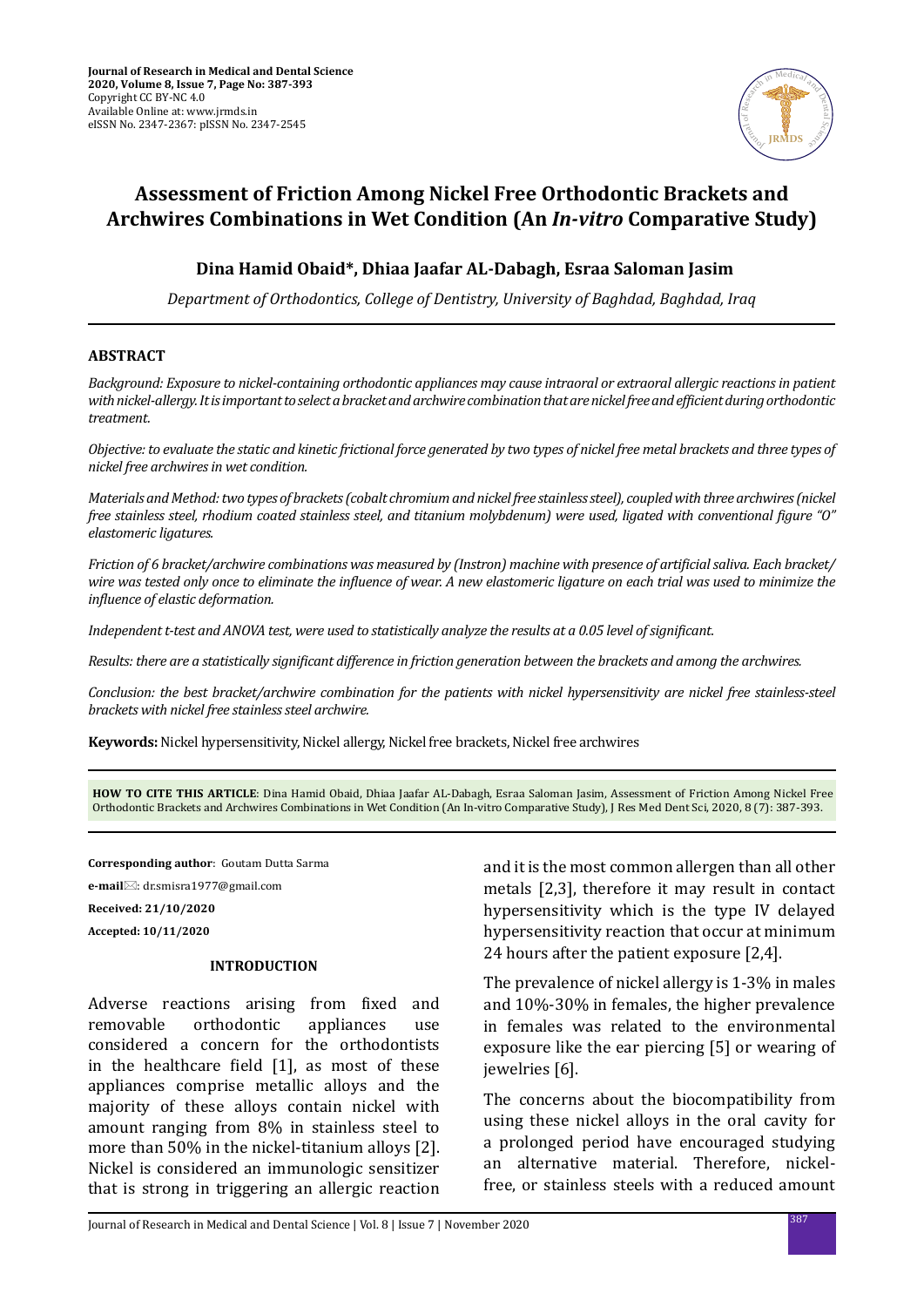# Assessment of Friction Among Nickel Free Orthodontic Brackets and Archwires Combinations in Wet Condition (An *In-vitro* Comparative Study)

**Dina Hamid Obaid\*, Dhiaa Jaafar AL-Dabagh, Esraa Saloman Jasim**

*Department of Orthodontics, College of Dentistry, University of Baghdad, Baghdad, Iraq*

## ABSTRACT

*Background: Exposure to nickel-containing orthodontic appliances may cause intraoral or extraoral allergic reactions in patient with nickel-allergy. It is important to select a bracket and archwire combination that are nickel free and efficient during orthodontic treatment.*

*Objective: to evaluate the static and kinetic frictional force generated by two types of nickel free metal brackets and three types of nickel free archwires in wet condition.*

*Materials and Method: two types of brackets (cobalt chromium and nickel free stainless steel), coupled with three archwires (nickel free stainless steel, rhodium coated stainless steel, and titanium molybdenum) were used, ligated with conventional figure "O" elastomeric ligatures.*

*Friction of 6 bracket/archwire combinations was measured by (Instron) machine with presence of artificial saliva. Each bracket/wire was tested only once to eliminate the influence of wear. A new elastomeric ligature on each trial was used to minimize the influence of elastic deformation.*

*Independent t-test and ANOVA test, were used to statistically analyze the results at a 0.05 level of significant.*

*Results: there are a statistically significant difference in friction generation between the brackets and among the archwires.*

*Conclusion: the best bracket/archwire combination for the patients with nickel hypersensitivity are nickel free stainless-steel brackets with nickel free stainless steel archwire.*

**Keywords:** Nickel hypersensitivity, Nickel allergy, Nickel free brackets, Nickel free archwires

**HOW TO CITE THIS ARTICLE**: Dina Hamid Obaid, Dhiaa Jaafar AL-Dabagh, Esraa Saloman Jasim, Assessment of Friction Among Nickel Free Orthodontic Brackets and Archwires Combinations in Wet Condition (An In-vitro Comparative Study), J Res Med Dent Sci, 2020, 8 (7): 387-393.

**Corresponding author**: Goutam Dutta Sarma

**e-mail**: dr.smisra1977@gmail.com

**Received: 21/10/2020**

**Accepted: 10/11/2020**

## INTRODUCTION

Adverse reactions arising from fixed and removable orthodontic appliances use considered a concern for the orthodontists in the healthcare field [1], as most of these appliances comprise metallic alloys and the majority of these alloys contain nickel with amount ranging from 8% in stainless steel to more than 50% in the nickel-titanium alloys [2]. Nickel is considered an immunologic sensitizer that is strong in triggering an allergic reaction and it is the most common allergen than all other metals [2,3], therefore it may result in contact hypersensitivity which is the type IV delayed hypersensitivity reaction that occur at minimum 24 hours after the patient exposure [2,4].

The prevalence of nickel allergy is 1-3% in males and 10%-30% in females, the higher prevalence in females was related to the environmental exposure like the ear piercing [5] or wearing of jewelries [6].

The concerns about the biocompatibility from using these nickel alloys in the oral cavity for a prolonged period have encouraged studying an alternative material. Therefore, nickel-free, or stainless steels with a reduced amount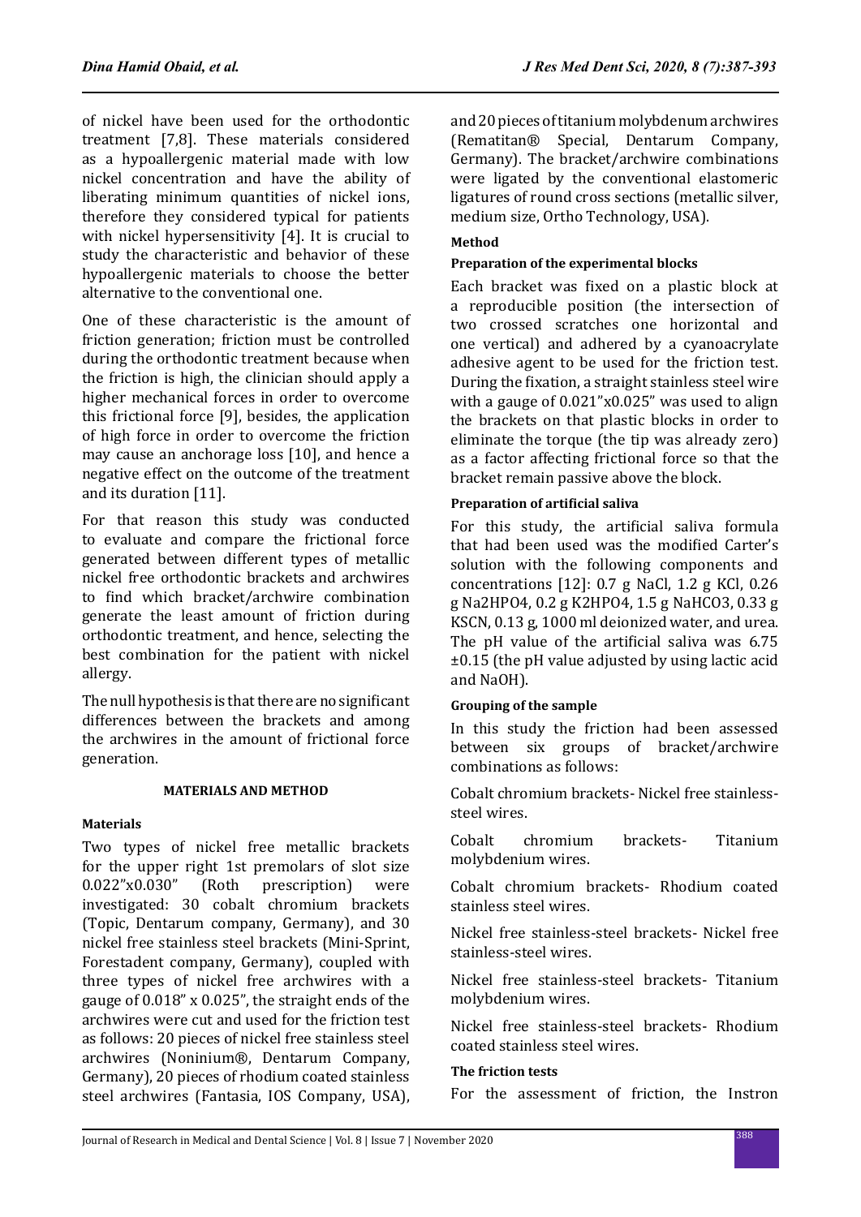of nickel have been used for the orthodontic treatment [7,8]. These materials considered as a hypoallergenic material made with low nickel concentration and have the ability of liberating minimum quantities of nickel ions, therefore they considered typical for patients with nickel hypersensitivity [4]. It is crucial to study the characteristic and behavior of these hypoallergenic materials to choose the better alternative to the conventional one.

One of these characteristic is the amount of friction generation; friction must be controlled during the orthodontic treatment because when the friction is high, the clinician should apply a higher mechanical forces in order to overcome this frictional force [9], besides, the application of high force in order to overcome the friction may cause an anchorage loss [10], and hence a negative effect on the outcome of the treatment and its duration [11].

For that reason this study was conducted to evaluate and compare the frictional force generated between different types of metallic nickel free orthodontic brackets and archwires to find which bracket/archwire combination generate the least amount of friction during orthodontic treatment, and hence, selecting the best combination for the patient with nickel allergy.

The null hypothesis is that there are no significant differences between the brackets and among the archwires in the amount of frictional force generation.

## MATERIALS AND METHOD

### Materials

Two types of nickel free metallic brackets for the upper right 1st premolars of slot size 0.022"x0.030" (Roth prescription) were investigated: 30 cobalt chromium brackets (Topic, Dentarum company, Germany), and 30 nickel free stainless steel brackets (Mini-Sprint, Forestadent company, Germany), coupled with three types of nickel free archwires with a gauge of 0.018" x 0.025", the straight ends of the archwires were cut and used for the friction test as follows: 20 pieces of nickel free stainless steel archwires (Noninium®, Dentarum Company, Germany), 20 pieces of rhodium coated stainless steel archwires (Fantasia, IOS Company, USA), and 20 pieces of titanium molybdenum archwires (Rematitan® Special, Dentarum Company, Germany). The bracket/archwire combinations were ligated by the conventional elastomeric ligatures of round cross sections (metallic silver, medium size, Ortho Technology, USA).

### Method

#### Preparation of the experimental blocks

Each bracket was fixed on a plastic block at a reproducible position (the intersection of two crossed scratches one horizontal and one vertical) and adhered by a cyanoacrylate adhesive agent to be used for the friction test. During the fixation, a straight stainless steel wire with a gauge of 0.021"x0.025" was used to align the brackets on that plastic blocks in order to eliminate the torque (the tip was already zero) as a factor affecting frictional force so that the bracket remain passive above the block.

#### Preparation of artificial saliva

For this study, the artificial saliva formula that had been used was the modified Carter's solution with the following components and concentrations [12]: 0.7 g NaCl, 1.2 g KCl, 0.26 g $Na_2HPO_4$, 0.2 g $K_2HPO_4$, 1.5 g $NaHCO_3$, 0.33 g KSCN, 0.13 g, 1000 ml deionized water, and urea. The pH value of the artificial saliva was 6.75 ±0.15 (the pH value adjusted by using lactic acid and NaOH).

#### Grouping of the sample

In this study the friction had been assessed between six groups of bracket/archwire combinations as follows:

Cobalt chromium brackets- Nickel free stainless-steel wires.

Cobalt chromium brackets- Titanium molybdenum wires.

Cobalt chromium brackets- Rhodium coated stainless steel wires.

Nickel free stainless-steel brackets- Nickel free stainless-steel wires.

Nickel free stainless-steel brackets- Titanium molybdenum wires.

Nickel free stainless-steel brackets- Rhodium coated stainless steel wires.

#### The friction tests

For the assessment of friction, the Instron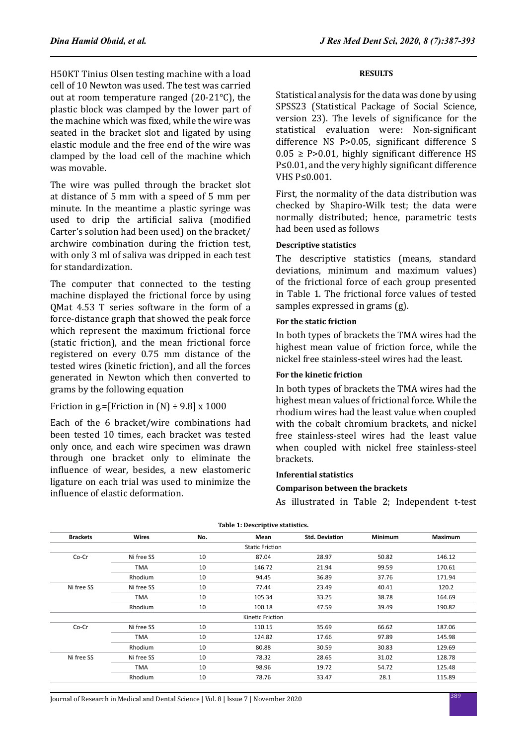H50KT Tinius Olsen testing machine with a load cell of 10 Newton was used. The test was carried out at room temperature ranged (20-21°C), the plastic block was clamped by the lower part of the machine which was fixed, while the wire was seated in the bracket slot and ligated by using elastic module and the free end of the wire was clamped by the load cell of the machine which was movable.

The wire was pulled through the bracket slot at distance of 5 mm with a speed of 5 mm per minute. In the meantime a plastic syringe was used to drip the artificial saliva (modified Carter's solution had been used) on the bracket/archwire combination during the friction test, with only 3 ml of saliva was dripped in each test for standardization.

The computer that connected to the testing machine displayed the frictional force by using QMat 4.53 T series software in the form of a force-distance graph that showed the peak force which represent the maximum frictional force (static friction), and the mean frictional force registered on every 0.75 mm distance of the tested wires (kinetic friction), and all the forces generated in Newton which then converted to grams by the following equation

Friction in g.=[Friction in (N) ÷ 9.8] x 1000

Each of the 6 bracket/wire combinations had been tested 10 times, each bracket was tested only once, and each wire specimen was drawn through one bracket only to eliminate the influence of wear, besides, a new elastomeric ligature on each trial was used to minimize the influence of elastic deformation.

## RESULTS

Statistical analysis for the data was done by using SPSS23 (Statistical Package of Social Science, version 23). The levels of significance for the statistical evaluation were: Non-significant difference NS P>0.05, significant difference S 0.05 ≥ P>0.01, highly significant difference HS P≤0.01, and the very highly significant difference VHS P≤0.001.

First, the normality of the data distribution was checked by Shapiro-Wilk test; the data were normally distributed; hence, parametric tests had been used as follows

### Descriptive statistics

The descriptive statistics (means, standard deviations, minimum and maximum values) of the frictional force of each group presented in Table 1. The frictional force values of tested samples expressed in grams (g).

### For the static friction

In both types of brackets the TMA wires had the highest mean value of friction force, while the nickel free stainless-steel wires had the least.

### For the kinetic friction

In both types of brackets the TMA wires had the highest mean values of frictional force. While the rhodium wires had the least value when coupled with the cobalt chromium brackets, and nickel free stainless-steel wires had the least value when coupled with nickel free stainless-steel brackets.

### Inferential statistics

### Comparison between the brackets

As illustrated in Table 2; Independent t-test

**Table 1: Descriptive statistics.**

| Brackets | Wires | No. | Mean | Std. Deviation | Minimum | Maximum |
|---|---|---|---|---|---|---|
| | | | Static Friction | | | |
| Co-Cr | Ni free SS | 10 | 87.04 | 28.97 | 50.82 | 146.12 |
| | TMA | 10 | 146.72 | 21.94 | 99.59 | 170.61 |
| | Rhodium | 10 | 94.45 | 36.89 | 37.76 | 171.94 |
| Ni free SS | Ni free SS | 10 | 77.44 | 23.49 | 40.41 | 120.2 |
| | TMA | 10 | 105.34 | 33.25 | 38.78 | 164.69 |
| | Rhodium | 10 | 100.18 | 47.59 | 39.49 | 190.82 |
| | | | Kinetic Friction | | | |
| Co-Cr | Ni free SS | 10 | 110.15 | 35.69 | 66.62 | 187.06 |
| | TMA | 10 | 124.82 | 17.66 | 97.89 | 145.98 |
| | Rhodium | 10 | 80.88 | 30.59 | 30.83 | 129.69 |
| Ni free SS | Ni free SS | 10 | 78.32 | 28.65 | 31.02 | 128.78 |
| | TMA | 10 | 98.96 | 19.72 | 54.72 | 125.48 |
| | Rhodium | 10 | 78.76 | 33.47 | 28.1 | 115.89 |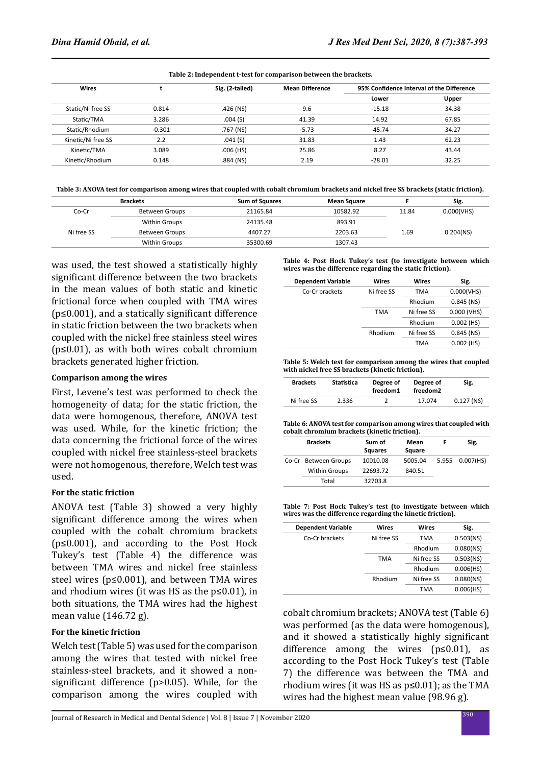**Table 2: Independent t-test for comparison between the brackets.**

| Wires | t | Sig. (2-tailed) | Mean Difference | 95% Confidence Interval of the Difference | |
|---|---|---|---|---|---|
| | | | | Lower | Upper |
| Static/Ni free SS | 0.814 | .426 (NS) | 9.6 | -15.18 | 34.38 |
| Static/TMA | 3.286 | .004 (S) | 41.39 | 14.92 | 67.85 |
| Static/Rhodium | -0.301 | .767 (NS) | -5.73 | -45.74 | 34.27 |
| Kinetic/Ni free SS | 2.2 | .041 (S) | 31.83 | 1.43 | 62.23 |
| Kinetic/TMA | 3.089 | .006 (HS) | 25.86 | 8.27 | 43.44 |
| Kinetic/Rhodium | 0.148 | .884 (NS) | 2.19 | -28.01 | 32.25 |

**Table 3: ANOVA test for comparison among wires that coupled with cobalt chromium brackets and nickel free SS brackets (static friction).**

| Brackets | | Sum of Squares | Mean Square | F | Sig. |
|---|---|---|---|---|---|
| Co-Cr | Between Groups | 21165.84 | 10582.92 | 11.84 | 0.000(VHS) |
| | Within Groups | 24135.48 | 893.91 | | |
| Ni free SS | Between Groups | 4407.27 | 2203.63 | 1.69 | 0.204(NS) |
| | Within Groups | 35300.69 | 1307.43 | | |

was used, the test showed a statistically highly significant difference between the two brackets in the mean values of both static and kinetic frictional force when coupled with TMA wires ($p \leq 0.001$), and a statically significant difference in static friction between the two brackets when coupled with the nickel free stainless steel wires ($p \leq 0.01$), as with both wires cobalt chromium brackets generated higher friction.

#### Comparison among the wires

First, Levene's test was performed to check the homogeneity of data; for the static friction, the data were homogenous, therefore, ANOVA test was used. While, for the kinetic friction; the data concerning the frictional force of the wires coupled with nickel free stainless-steel brackets were not homogenous, therefore, Welch test was used.

#### For the static friction

ANOVA test (Table 3) showed a very highly significant difference among the wires when coupled with the cobalt chromium brackets ($p \leq 0.001$), and according to the Post Hock Tukey's test (Table 4) the difference was between TMA wires and nickel free stainless steel wires ($p \leq 0.001$), and between TMA wires and rhodium wires (it was HS as the $p \leq 0.01$), in both situations, the TMA wires had the highest mean value (146.72 g).

#### For the kinetic friction

Welch test (Table 5) was used for the comparison among the wires that tested with nickel free stainless-steel brackets, and it showed a non-significant difference ($p > 0.05$). While, for the comparison among the wires coupled with cobalt chromium brackets; ANOVA test (Table 6) was performed (as the data were homogenous), and it showed a statistically highly significant difference among the wires ($p \leq 0.01$), as according to the Post Hock Tukey's test (Table 7) the difference was between the TMA and rhodium wires (it was HS as $p \leq 0.01$); as the TMA wires had the highest mean value (98.96 g).

**Table 4: Post Hock Tukey's test (to investigate between which wires was the difference regarding the static friction).**

| Dependent Variable | Wires | Wires | Sig. |
|---|---|---|---|
| Co-Cr brackets | Ni free SS | TMA | 0.000(VHS) |
| | | Rhodium | 0.845 (NS) |
| | TMA | Ni free SS | 0.000 (VHS) |
| | | Rhodium | 0.002 (HS) |
| | Rhodium | Ni free SS | 0.845 (NS) |
| | | TMA | 0.002 (HS) |

**Table 5: Welch test for comparison among the wires that coupled with nickel free SS brackets (kinetic friction).**

| Brackets | Statistica | Degree of freedom1 | Degree of freedom2 | Sig. |
|---|---|---|---|---|
| Ni free SS | 2.336 | 2 | 17.074 | 0.127 (NS) |

**Table 6: ANOVA test for comparison among wires that coupled with cobalt chromium brackets (kinetic friction).**

| Brackets | | Sum of Squares | Mean Square | F | Sig. |
|---|---|---|---|---|---|
| Co-Cr | Between Groups | 10010.08 | 5005.04 | 5.955 | 0.007(HS) |
| | Within Groups | 22693.72 | 840.51 | | |
| | Total | 32703.8 | | | |

**Table 7: Post Hock Tukey's test (to investigate between which wires was the difference regarding the kinetic friction).**

| Dependent Variable | Wires | Wires | Sig. |
|---|---|---|---|
| Co-Cr brackets | Ni free SS | TMA | 0.503(NS) |
| | | Rhodium | 0.080(NS) |
| | TMA | Ni free SS | 0.503(NS) |
| | | Rhodium | 0.006(HS) |
| | Rhodium | Ni free SS | 0.080(NS) |
| | | TMA | 0.006(HS) |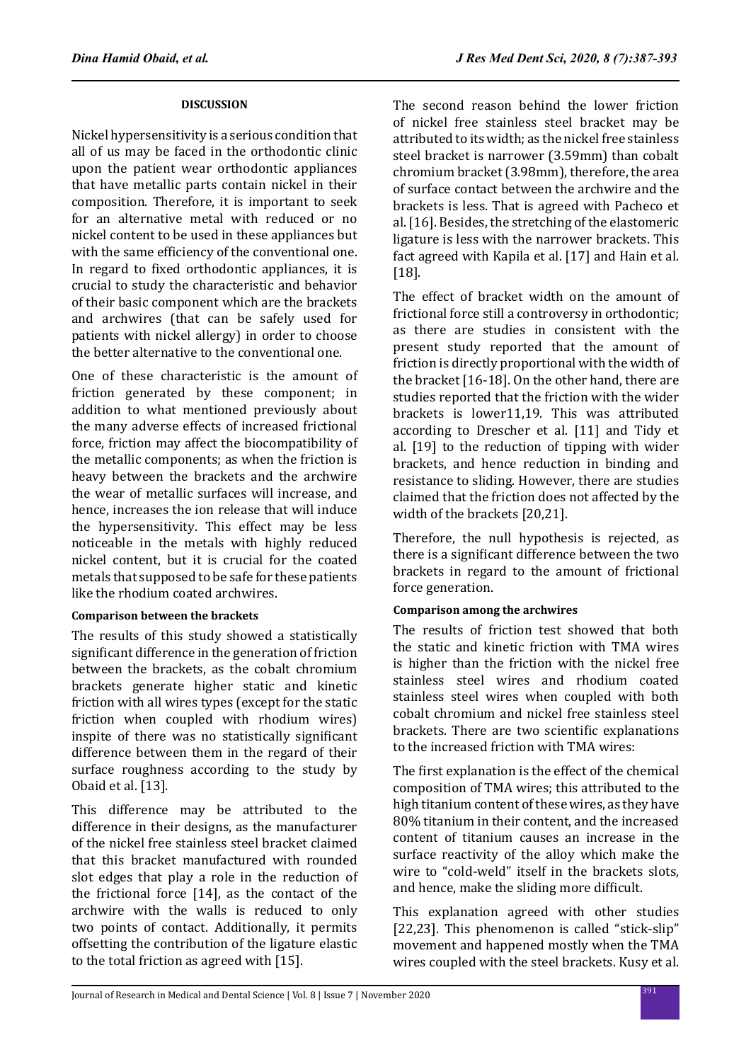## DISCUSSION

Nickel hypersensitivity is a serious condition that all of us may be faced in the orthodontic clinic upon the patient wear orthodontic appliances that have metallic parts contain nickel in their composition. Therefore, it is important to seek for an alternative metal with reduced or no nickel content to be used in these appliances but with the same efficiency of the conventional one. In regard to fixed orthodontic appliances, it is crucial to study the characteristic and behavior of their basic component which are the brackets and archwires (that can be safely used for patients with nickel allergy) in order to choose the better alternative to the conventional one.

One of these characteristic is the amount of friction generated by these component; in addition to what mentioned previously about the many adverse effects of increased frictional force, friction may affect the biocompatibility of the metallic components; as when the friction is heavy between the brackets and the archwire the wear of metallic surfaces will increase, and hence, increases the ion release that will induce the hypersensitivity. This effect may be less noticeable in the metals with highly reduced nickel content, but it is crucial for the coated metals that supposed to be safe for these patients like the rhodium coated archwires.

### Comparison between the brackets

The results of this study showed a statistically significant difference in the generation of friction between the brackets, as the cobalt chromium brackets generate higher static and kinetic friction with all wires types (except for the static friction when coupled with rhodium wires) inspite of there was no statistically significant difference between them in the regard of their surface roughness according to the study by Obaid et al. [13].

This difference may be attributed to the difference in their designs, as the manufacturer of the nickel free stainless steel bracket claimed that this bracket manufactured with rounded slot edges that play a role in the reduction of the frictional force [14], as the contact of the archwire with the walls is reduced to only two points of contact. Additionally, it permits offsetting the contribution of the ligature elastic to the total friction as agreed with [15].

The second reason behind the lower friction of nickel free stainless steel bracket may be attributed to its width; as the nickel free stainless steel bracket is narrower (3.59mm) than cobalt chromium bracket (3.98mm), therefore, the area of surface contact between the archwire and the brackets is less. That is agreed with Pacheco et al. [16]. Besides, the stretching of the elastomeric ligature is less with the narrower brackets. This fact agreed with Kapila et al. [17] and Hain et al. [18].

The effect of bracket width on the amount of frictional force still a controversy in orthodontic; as there are studies in consistent with the present study reported that the amount of friction is directly proportional with the width of the bracket [16-18]. On the other hand, there are studies reported that the friction with the wider brackets is lower11,19. This was attributed according to Drescher et al. [11] and Tidy et al. [19] to the reduction of tipping with wider brackets, and hence reduction in binding and resistance to sliding. However, there are studies claimed that the friction does not affected by the width of the brackets [20,21].

Therefore, the null hypothesis is rejected, as there is a significant difference between the two brackets in regard to the amount of frictional force generation.

### Comparison among the archwires

The results of friction test showed that both the static and kinetic friction with TMA wires is higher than the friction with the nickel free stainless steel wires and rhodium coated stainless steel wires when coupled with both cobalt chromium and nickel free stainless steel brackets. There are two scientific explanations to the increased friction with TMA wires:

The first explanation is the effect of the chemical composition of TMA wires; this attributed to the high titanium content of these wires, as they have 80% titanium in their content, and the increased content of titanium causes an increase in the surface reactivity of the alloy which make the wire to "cold-weld" itself in the brackets slots, and hence, make the sliding more difficult.

This explanation agreed with other studies [22,23]. This phenomenon is called "stick-slip" movement and happened mostly when the TMA wires coupled with the steel brackets. Kusy et al.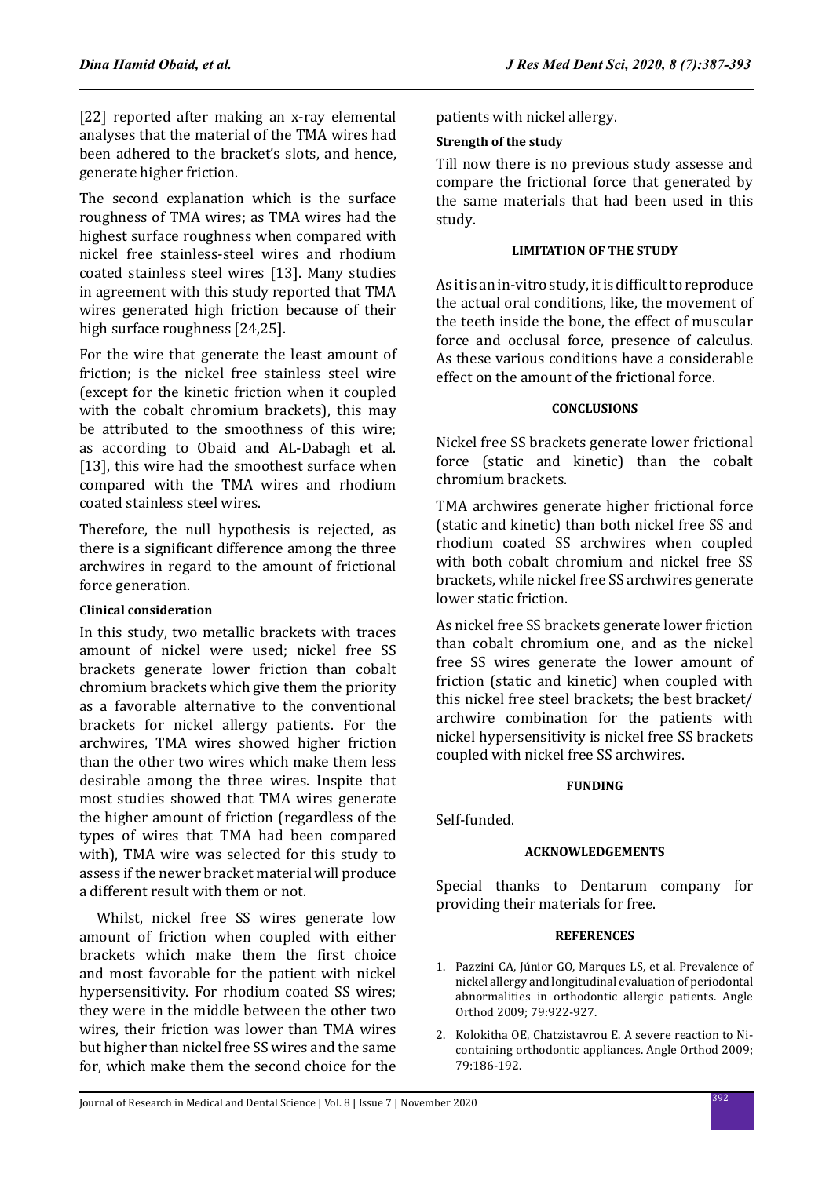[22] reported after making an x-ray elemental analyses that the material of the TMA wires had been adhered to the bracket's slots, and hence, generate higher friction.

The second explanation which is the surface roughness of TMA wires; as TMA wires had the highest surface roughness when compared with nickel free stainless-steel wires and rhodium coated stainless steel wires [13]. Many studies in agreement with this study reported that TMA wires generated high friction because of their high surface roughness [24,25].

For the wire that generate the least amount of friction; is the nickel free stainless steel wire (except for the kinetic friction when it coupled with the cobalt chromium brackets), this may be attributed to the smoothness of this wire; as according to Obaid and AL-Dabagh et al. [13], this wire had the smoothest surface when compared with the TMA wires and rhodium coated stainless steel wires.

Therefore, the null hypothesis is rejected, as there is a significant difference among the three archwires in regard to the amount of frictional force generation.

### Clinical consideration

In this study, two metallic brackets with traces amount of nickel were used; nickel free SS brackets generate lower friction than cobalt chromium brackets which give them the priority as a favorable alternative to the conventional brackets for nickel allergy patients. For the archwires, TMA wires showed higher friction than the other two wires which make them less desirable among the three wires. Inspite that most studies showed that TMA wires generate the higher amount of friction (regardless of the types of wires that TMA had been compared with), TMA wire was selected for this study to assess if the newer bracket material will produce a different result with them or not.

Whilst, nickel free SS wires generate low amount of friction when coupled with either brackets which make them the first choice and most favorable for the patient with nickel hypersensitivity. For rhodium coated SS wires; they were in the middle between the other two wires, their friction was lower than TMA wires but higher than nickel free SS wires and the same for, which make them the second choice for the patients with nickel allergy.

### Strength of the study

Till now there is no previous study assesse and compare the frictional force that generated by the same materials that had been used in this study.

## LIMITATION OF THE STUDY

As it is an in-vitro study, it is difficult to reproduce the actual oral conditions, like, the movement of the teeth inside the bone, the effect of muscular force and occlusal force, presence of calculus. As these various conditions have a considerable effect on the amount of the frictional force.

## CONCLUSIONS

Nickel free SS brackets generate lower frictional force (static and kinetic) than the cobalt chromium brackets.

TMA archwires generate higher frictional force (static and kinetic) than both nickel free SS and rhodium coated SS archwires when coupled with both cobalt chromium and nickel free SS brackets, while nickel free SS archwires generate lower static friction.

As nickel free SS brackets generate lower friction than cobalt chromium one, and as the nickel free SS wires generate the lower amount of friction (static and kinetic) when coupled with this nickel free steel brackets; the best bracket/archwire combination for the patients with nickel hypersensitivity is nickel free SS brackets coupled with nickel free SS archwires.

## FUNDING

Self-funded.

## ACKNOWLEDGEMENTS

Special thanks to Dentarum company for providing their materials for free.

## REFERENCES

1. Pazzini CA, Júnior GO, Marques LS, et al. Prevalence of nickel allergy and longitudinal evaluation of periodontal abnormalities in orthodontic allergic patients. Angle Orthod 2009; 79:922-927.
2. Kolokitha OE, Chatzistavrou E. A severe reaction to Ni-containing orthodontic appliances. Angle Orthod 2009; 79:186-192.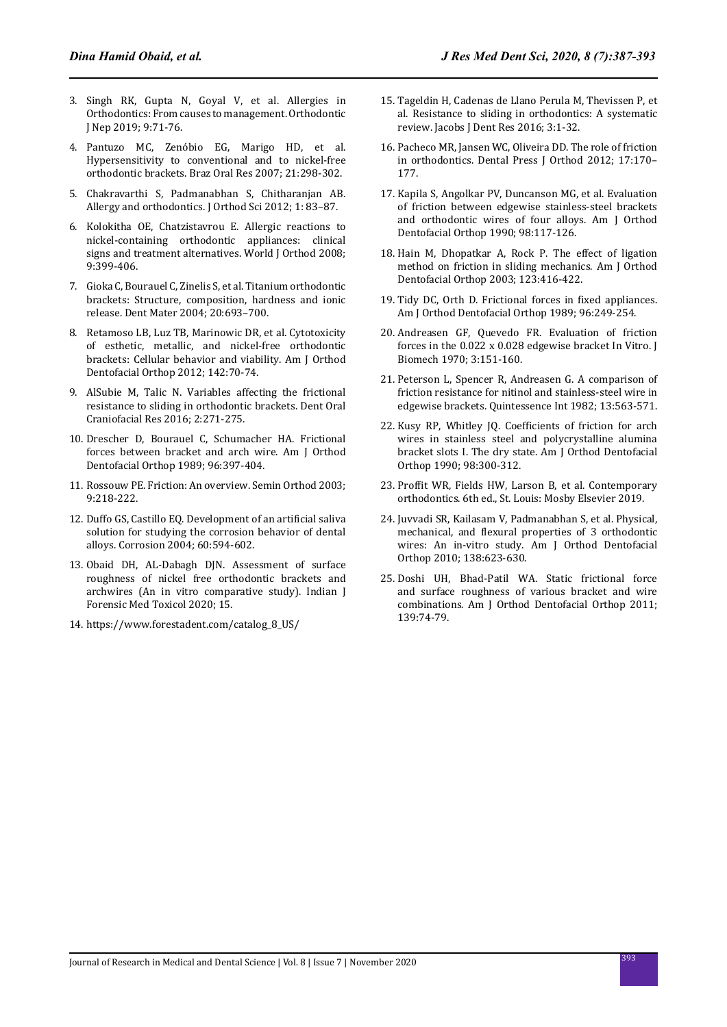3. Singh RK, Gupta N, Goyal V, et al. Allergies in Orthodontics: From causes to management. Orthodontic J Nep 2019; 9:71-76.
4. Pantuzo MC, Zenóbio EG, Marigo HD, et al. Hypersensitivity to conventional and to nickel-free orthodontic brackets. Braz Oral Res 2007; 21:298-302.
5. Chakravarthi S, Padmanabhan S, Chitharanjan AB. Allergy and orthodontics. J Orthod Sci 2012; 1: 83–87.
6. Kolokitha OE, Chatzistavrou E. Allergic reactions to nickel-containing orthodontic appliances: clinical signs and treatment alternatives. World J Orthod 2008; 9:399-406.
7. Gioka C, Bourauel C, Zinelis S, et al. Titanium orthodontic brackets: Structure, composition, hardness and ionic release. Dent Mater 2004; 20:693–700.
8. Retamoso LB, Luz TB, Marinowic DR, et al. Cytotoxicity of esthetic, metallic, and nickel-free orthodontic brackets: Cellular behavior and viability. Am J Orthod Dentofacial Orthop 2012; 142:70-74.
9. AlSubie M, Talic N. Variables affecting the frictional resistance to sliding in orthodontic brackets. Dent Oral Craniofacial Res 2016; 2:271-275.
10. Drescher D, Bourauel C, Schumacher HA. Frictional forces between bracket and arch wire. Am J Orthod Dentofacial Orthop 1989; 96:397-404.
11. Rossouw PE. Friction: An overview. Semin Orthod 2003; 9:218-222.
12. Duffo GS, Castillo EQ. Development of an artificial saliva solution for studying the corrosion behavior of dental alloys. Corrosion 2004; 60:594-602.
13. Obaid DH, AL-Dabagh DJN. Assessment of surface roughness of nickel free orthodontic brackets and archwires (An in vitro comparative study). Indian J Forensic Med Toxicol 2020; 15.
14. https://www.forestadent.com/catalog_8_US/
15. Tageldin H, Cadenas de Llano Perula M, Thevissen P, et al. Resistance to sliding in orthodontics: A systematic review. Jacobs J Dent Res 2016; 3:1-32.
16. Pacheco MR, Jansen WC, Oliveira DD. The role of friction in orthodontics. Dental Press J Orthod 2012; 17:170–177.
17. Kapila S, Angolkar PV, Duncanson MG, et al. Evaluation of friction between edgewise stainless-steel brackets and orthodontic wires of four alloys. Am J Orthod Dentofacial Orthop 1990; 98:117-126.
18. Hain M, Dhopatkar A, Rock P. The effect of ligation method on friction in sliding mechanics. Am J Orthod Dentofacial Orthop 2003; 123:416-422.
19. Tidy DC, Orth D. Frictional forces in fixed appliances. Am J Orthod Dentofacial Orthop 1989; 96:249-254.
20. Andreasen GF, Quevedo FR. Evaluation of friction forces in the 0.022 x 0.028 edgewise bracket In Vitro. J Biomech 1970; 3:151-160.
21. Peterson L, Spencer R, Andreasen G. A comparison of friction resistance for nitinol and stainless-steel wire in edgewise brackets. Quintessence Int 1982; 13:563-571.
22. Kusy RP, Whitley JQ. Coefficients of friction for arch wires in stainless steel and polycrystalline alumina bracket slots I. The dry state. Am J Orthod Dentofacial Orthop 1990; 98:300-312.
23. Proffit WR, Fields HW, Larson B, et al. Contemporary orthodontics. 6th ed., St. Louis: Mosby Elsevier 2019.
24. Juvvadi SR, Kailasam V, Padmanabhan S, et al. Physical, mechanical, and flexural properties of 3 orthodontic wires: An in-vitro study. Am J Orthod Dentofacial Orthop 2010; 138:623-630.
25. Doshi UH, Bhad-Patil WA. Static frictional force and surface roughness of various bracket and wire combinations. Am J Orthod Dentofacial Orthop 2011; 139:74-79.